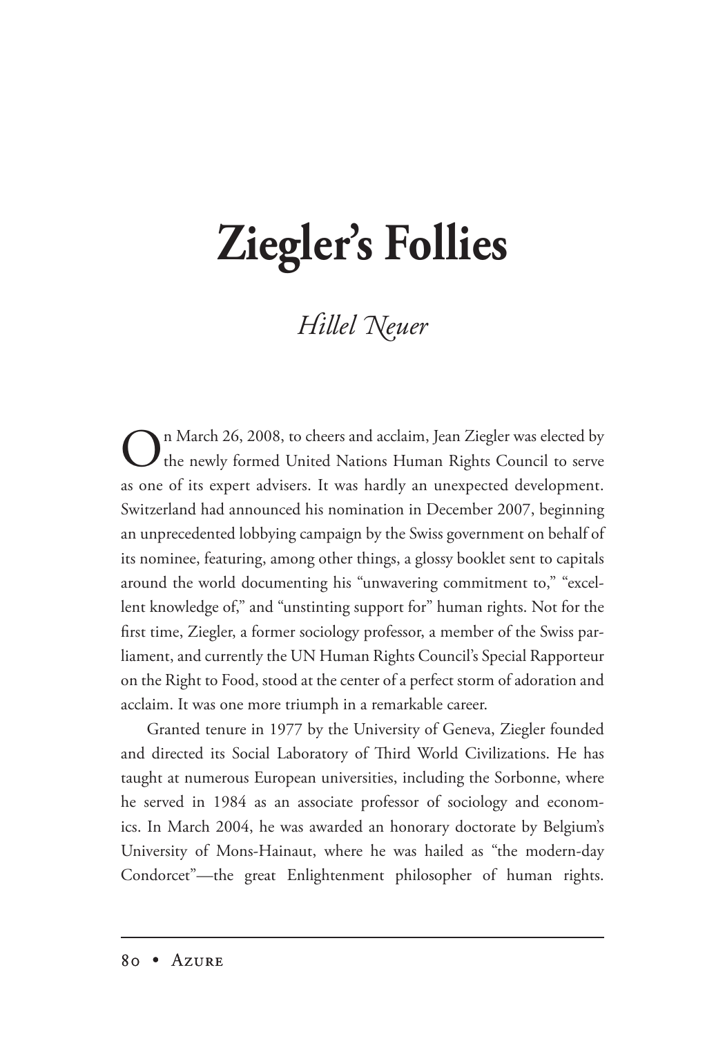# Ziegler's Follies

*Hillel Neuer*

On March 26, 2008, to cheers and acclaim, Jean Ziegler was elected by the newly formed United Nations Human Rights Council to serve as one of its expert advisers. It was hardly an unexpected development. Switzerland had announced his nomination in December 2007, beginning an unprecedented lobbying campaign by the Swiss government on behalf of its nominee, featuring, among other things, a glossy booklet sent to capitals around the world documenting his "unwavering commitment to," "excellent knowledge of," and "unstinting support for" human rights. Not for the first time, Ziegler, a former sociology professor, a member of the Swiss parliament, and currently the UN Human Rights Council's Special Rapporteur on the Right to Food, stood at the center of a perfect storm of adoration and acclaim. It was one more triumph in a remarkable career.

Granted tenure in 1977 by the University of Geneva, Ziegler founded and directed its Social Laboratory of Third World Civilizations. He has taught at numerous European universities, including the Sorbonne, where he served in 1984 as an associate professor of sociology and economics. In March 2004, he was awarded an honorary doctorate by Belgium's University of Mons-Hainaut, where he was hailed as "the modern-day Condorcet"—the great Enlightenment philosopher of human rights.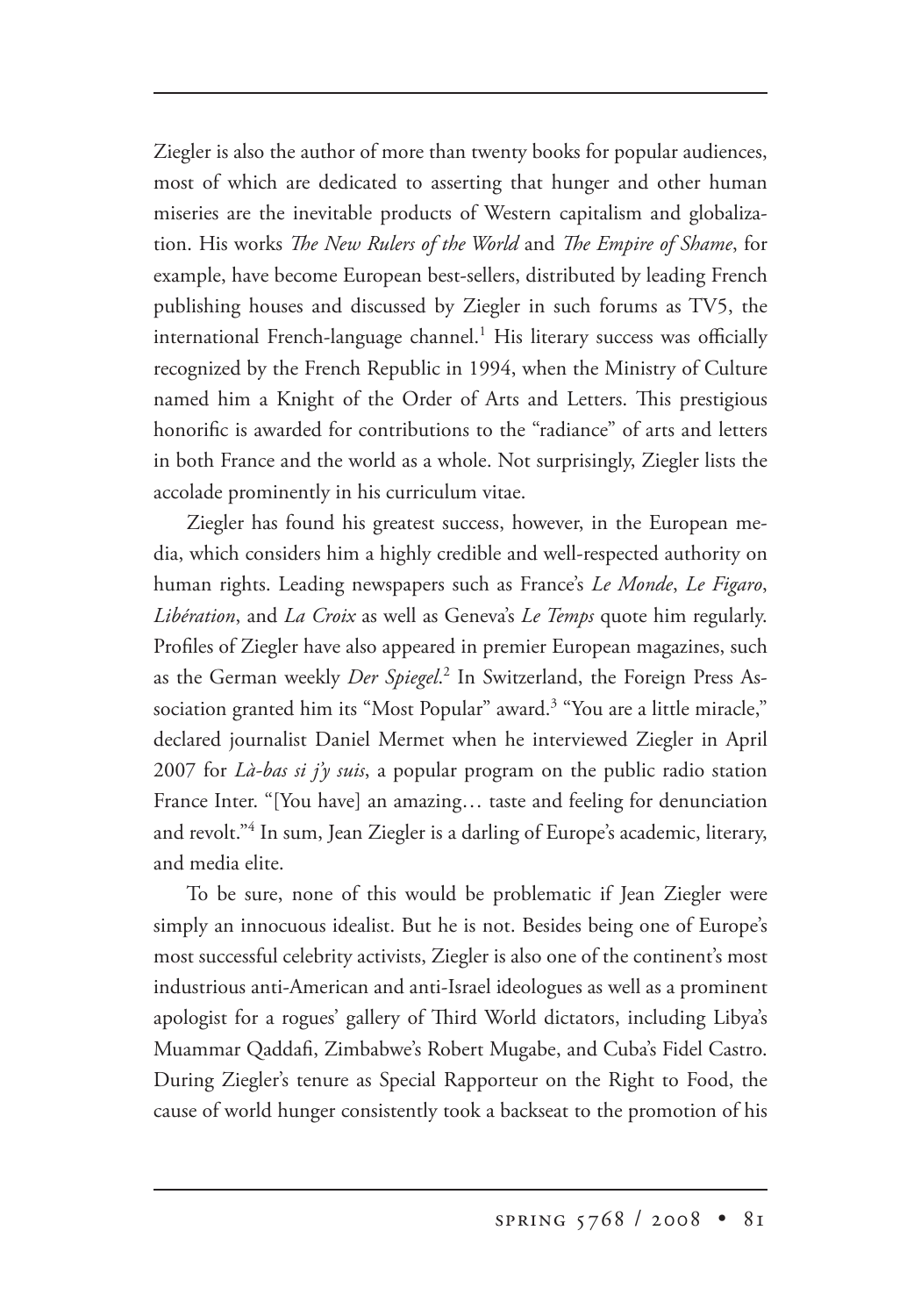Ziegler is also the author of more than twenty books for popular audiences, most of which are dedicated to asserting that hunger and other human miseries are the inevitable products of Western capitalism and globalization. His works *The New Rulers of the World* and *The Empire of Shame*, for example, have become European best-sellers, distributed by leading French publishing houses and discussed by Ziegler in such forums as TV5, the international French-language channel.[1] His literary success was officially recognized by the French Republic in 1994, when the Ministry of Culture named him a Knight of the Order of Arts and Letters. This prestigious honorific is awarded for contributions to the "radiance" of arts and letters in both France and the world as a whole. Not surprisingly, Ziegler lists the accolade prominently in his curriculum vitae.

Ziegler has found his greatest success, however, in the European media, which considers him a highly credible and well-respected authority on human rights. Leading newspapers such as France's *Le Monde*, *Le Figaro*, *Libération*, and *La Croix* as well as Geneva's *Le Temps* quote him regularly. Profiles of Ziegler have also appeared in premier European magazines, such as the German weekly *Der Spiegel*.[2] In Switzerland, the Foreign Press Association granted him its "Most Popular" award.[3] "You are a little miracle," declared journalist Daniel Mermet when he interviewed Ziegler in April 2007 for *Là-bas si j'y suis*, a popular program on the public radio station France Inter. "[You have] an amazing… taste and feeling for denunciation and revolt."[4] In sum, Jean Ziegler is a darling of Europe's academic, literary, and media elite.

To be sure, none of this would be problematic if Jean Ziegler were simply an innocuous idealist. But he is not. Besides being one of Europe's most successful celebrity activists, Ziegler is also one of the continent's most industrious anti-American and anti-Israel ideologues as well as a prominent apologist for a rogues' gallery of Third World dictators, including Libya's Muammar Qaddafi, Zimbabwe's Robert Mugabe, and Cuba's Fidel Castro. During Ziegler's tenure as Special Rapporteur on the Right to Food, the cause of world hunger consistently took a backseat to the promotion of his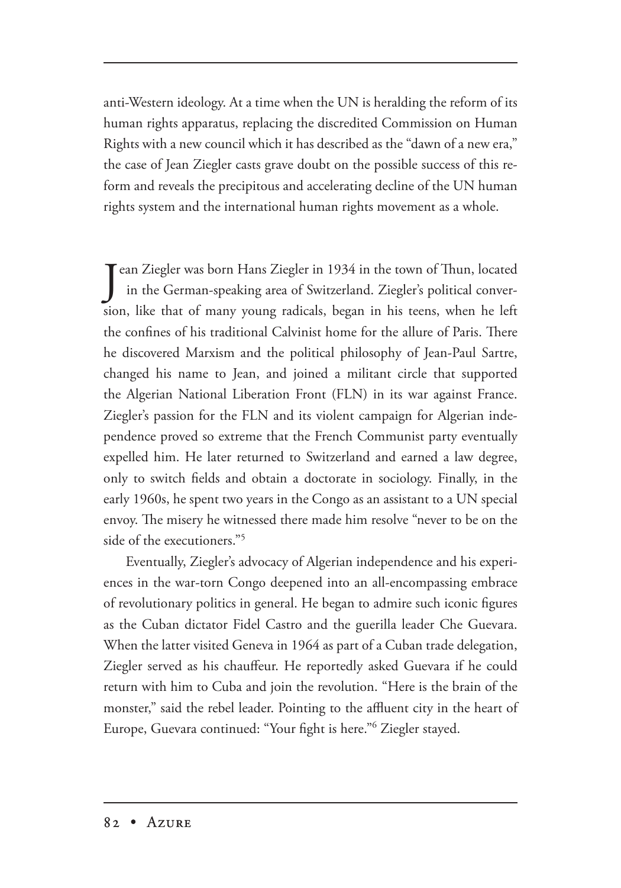anti-Western ideology. At a time when the UN is heralding the reform of its human rights apparatus, replacing the discredited Commission on Human Rights with a new council which it has described as the "dawn of a new era," the case of Jean Ziegler casts grave doubt on the possible success of this reform and reveals the precipitous and accelerating decline of the UN human rights system and the international human rights movement as a whole.

Jean Ziegler was born Hans Ziegler in 1934 in the town of Thun, located in the German-speaking area of Switzerland. Ziegler's political conversion, like that of many young radicals, began in his teens, when he left the confines of his traditional Calvinist home for the allure of Paris. There he discovered Marxism and the political philosophy of Jean-Paul Sartre, changed his name to Jean, and joined a militant circle that supported the Algerian National Liberation Front (FLN) in its war against France. Ziegler's passion for the FLN and its violent campaign for Algerian independence proved so extreme that the French Communist party eventually expelled him. He later returned to Switzerland and earned a law degree, only to switch fields and obtain a doctorate in sociology. Finally, in the early 1960s, he spent two years in the Congo as an assistant to a UN special envoy. The misery he witnessed there made him resolve "never to be on the side of the executioners."[5]

Eventually, Ziegler's advocacy of Algerian independence and his experiences in the war-torn Congo deepened into an all-encompassing embrace of revolutionary politics in general. He began to admire such iconic figures as the Cuban dictator Fidel Castro and the guerilla leader Che Guevara. When the latter visited Geneva in 1964 as part of a Cuban trade delegation, Ziegler served as his chauffeur. He reportedly asked Guevara if he could return with him to Cuba and join the revolution. "Here is the brain of the monster," said the rebel leader. Pointing to the affluent city in the heart of Europe, Guevara continued: "Your fight is here."[6] Ziegler stayed.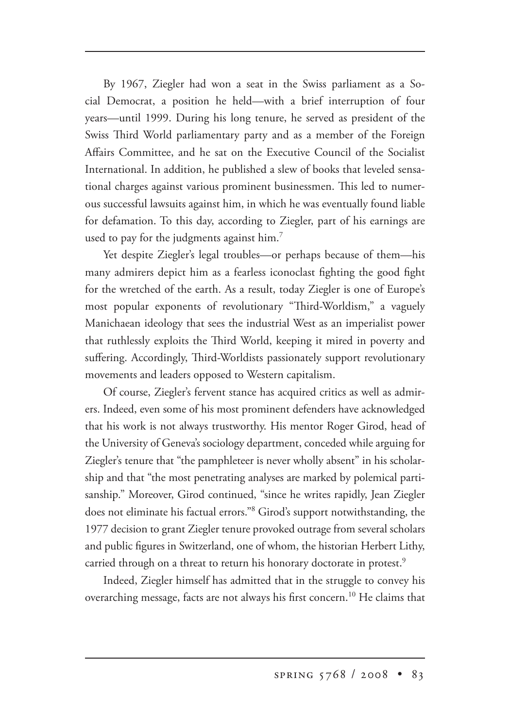By 1967, Ziegler had won a seat in the Swiss parliament as a Social Democrat, a position he held—with a brief interruption of four years—until 1999. During his long tenure, he served as president of the Swiss Third World parliamentary party and as a member of the Foreign Affairs Committee, and he sat on the Executive Council of the Socialist International. In addition, he published a slew of books that leveled sensational charges against various prominent businessmen. This led to numerous successful lawsuits against him, in which he was eventually found liable for defamation. To this day, according to Ziegler, part of his earnings are used to pay for the judgments against him.[7]

Yet despite Ziegler's legal troubles—or perhaps because of them—his many admirers depict him as a fearless iconoclast fighting the good fight for the wretched of the earth. As a result, today Ziegler is one of Europe's most popular exponents of revolutionary "Third-Worldism," a vaguely Manichaean ideology that sees the industrial West as an imperialist power that ruthlessly exploits the Third World, keeping it mired in poverty and suffering. Accordingly, Third-Worldists passionately support revolutionary movements and leaders opposed to Western capitalism.

Of course, Ziegler's fervent stance has acquired critics as well as admirers. Indeed, even some of his most prominent defenders have acknowledged that his work is not always trustworthy. His mentor Roger Girod, head of the University of Geneva's sociology department, conceded while arguing for Ziegler's tenure that "the pamphleteer is never wholly absent" in his scholarship and that "the most penetrating analyses are marked by polemical partisanship." Moreover, Girod continued, "since he writes rapidly, Jean Ziegler does not eliminate his factual errors."[8] Girod's support notwithstanding, the 1977 decision to grant Ziegler tenure provoked outrage from several scholars and public figures in Switzerland, one of whom, the historian Herbert Lithy, carried through on a threat to return his honorary doctorate in protest.[9]

Indeed, Ziegler himself has admitted that in the struggle to convey his overarching message, facts are not always his first concern.[10] He claims that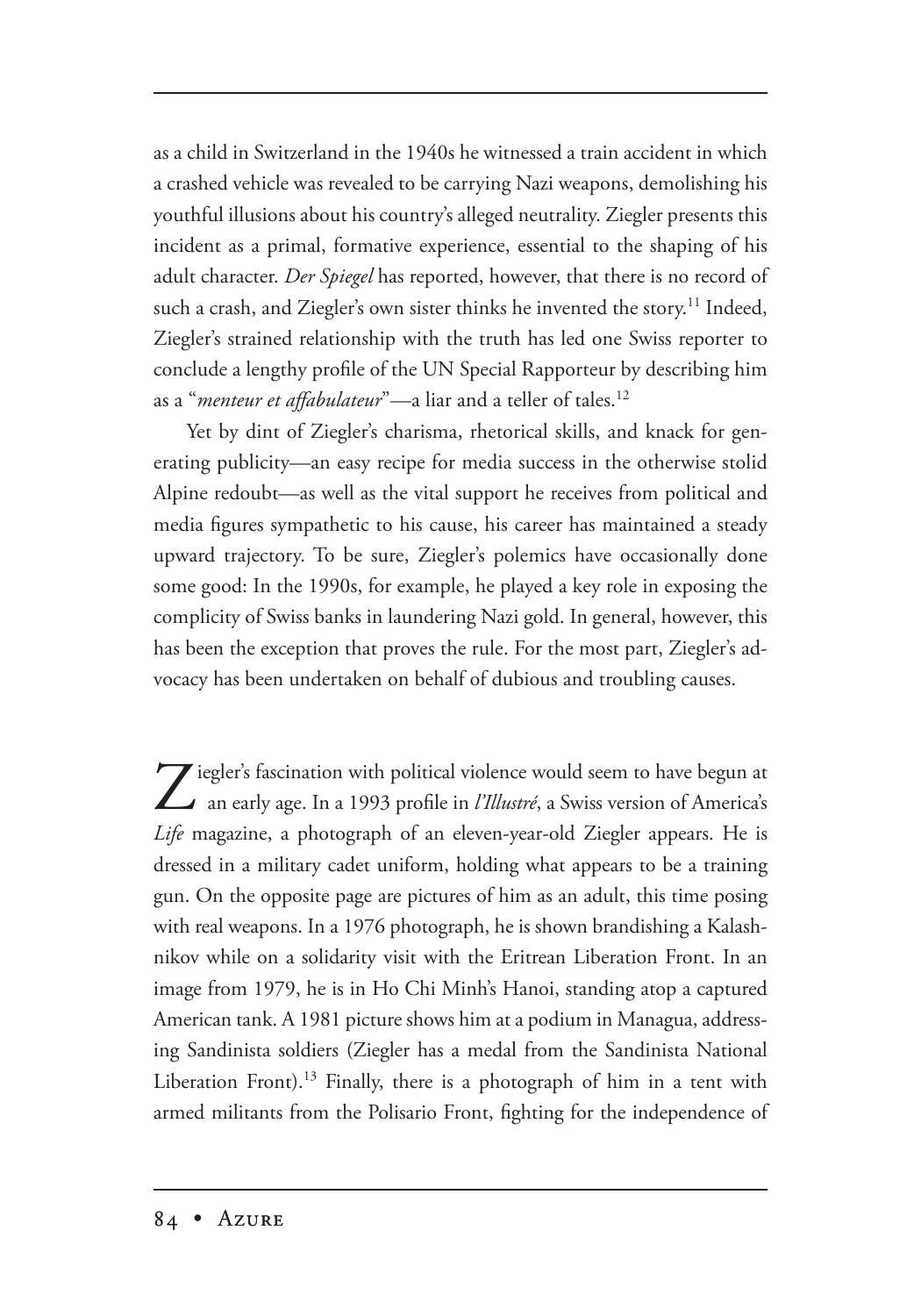as a child in Switzerland in the 1940s he witnessed a train accident in which a crashed vehicle was revealed to be carrying Nazi weapons, demolishing his youthful illusions about his country's alleged neutrality. Ziegler presents this incident as a primal, formative experience, essential to the shaping of his adult character. *Der Spiegel* has reported, however, that there is no record of such a crash, and Ziegler's own sister thinks he invented the story.[11] Indeed, Ziegler's strained relationship with the truth has led one Swiss reporter to conclude a lengthy profile of the UN Special Rapporteur by describing him as a "*menteur et affabulateur*"—a liar and a teller of tales.[12]

Yet by dint of Ziegler's charisma, rhetorical skills, and knack for generating publicity—an easy recipe for media success in the otherwise stolid Alpine redoubt—as well as the vital support he receives from political and media figures sympathetic to his cause, his career has maintained a steady upward trajectory. To be sure, Ziegler's polemics have occasionally done some good: In the 1990s, for example, he played a key role in exposing the complicity of Swiss banks in laundering Nazi gold. In general, however, this has been the exception that proves the rule. For the most part, Ziegler's advocacy has been undertaken on behalf of dubious and troubling causes.

Ziegler's fascination with political violence would seem to have begun at an early age. In a 1993 profile in *l'Illustré*, a Swiss version of America's *Life* magazine, a photograph of an eleven-year-old Ziegler appears. He is dressed in a military cadet uniform, holding what appears to be a training gun. On the opposite page are pictures of him as an adult, this time posing with real weapons. In a 1976 photograph, he is shown brandishing a Kalashnikov while on a solidarity visit with the Eritrean Liberation Front. In an image from 1979, he is in Ho Chi Minh's Hanoi, standing atop a captured American tank. A 1981 picture shows him at a podium in Managua, addressing Sandinista soldiers (Ziegler has a medal from the Sandinista National Liberation Front).[13] Finally, there is a photograph of him in a tent with armed militants from the Polisario Front, fighting for the independence of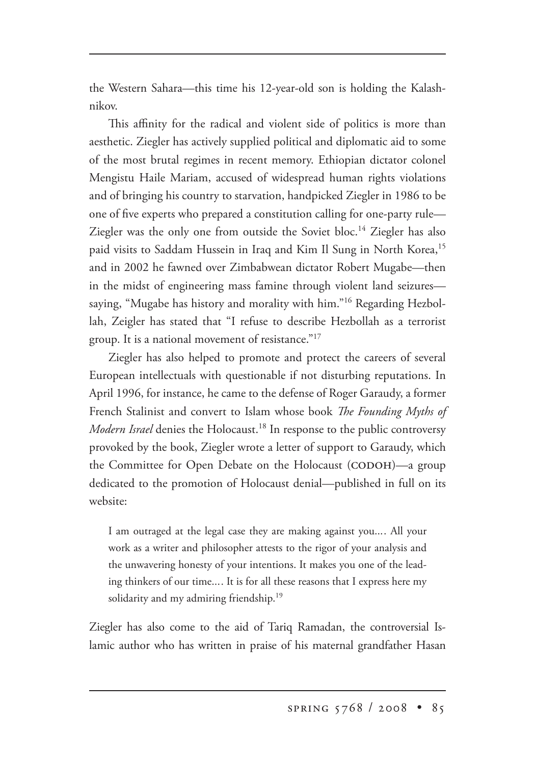the Western Sahara—this time his 12-year-old son is holding the Kalashnikov.

This affinity for the radical and violent side of politics is more than aesthetic. Ziegler has actively supplied political and diplomatic aid to some of the most brutal regimes in recent memory. Ethiopian dictator colonel Mengistu Haile Mariam, accused of widespread human rights violations and of bringing his country to starvation, handpicked Ziegler in 1986 to be one of five experts who prepared a constitution calling for one-party rule—Ziegler was the only one from outside the Soviet bloc.[14] Ziegler has also paid visits to Saddam Hussein in Iraq and Kim Il Sung in North Korea,[15] and in 2002 he fawned over Zimbabwean dictator Robert Mugabe—then in the midst of engineering mass famine through violent land seizures—saying, "Mugabe has history and morality with him."[16] Regarding Hezbollah, Zeigler has stated that "I refuse to describe Hezbollah as a terrorist group. It is a national movement of resistance."[17]

Ziegler has also helped to promote and protect the careers of several European intellectuals with questionable if not disturbing reputations. In April 1996, for instance, he came to the defense of Roger Garaudy, a former French Stalinist and convert to Islam whose book *The Founding Myths of Modern Israel* denies the Holocaust.[18] In response to the public controversy provoked by the book, Ziegler wrote a letter of support to Garaudy, which the Committee for Open Debate on the Holocaust (CODOH)—a group dedicated to the promotion of Holocaust denial—published in full on its website:

> I am outraged at the legal case they are making against you.… All your work as a writer and philosopher attests to the rigor of your analysis and the unwavering honesty of your intentions. It makes you one of the leading thinkers of our time.… It is for all these reasons that I express here my solidarity and my admiring friendship.[19]

Ziegler has also come to the aid of Tariq Ramadan, the controversial Islamic author who has written in praise of his maternal grandfather Hasan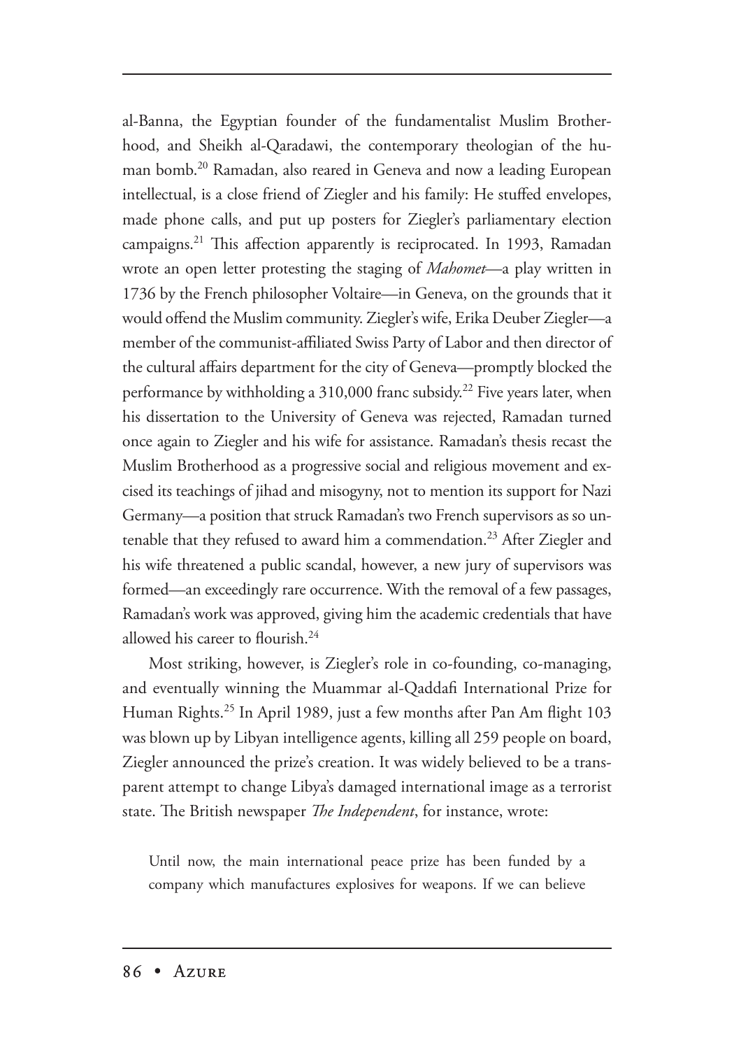al-Banna, the Egyptian founder of the fundamentalist Muslim Brotherhood, and Sheikh al-Qaradawi, the contemporary theologian of the human bomb.[20] Ramadan, also reared in Geneva and now a leading European intellectual, is a close friend of Ziegler and his family: He stuffed envelopes, made phone calls, and put up posters for Ziegler's parliamentary election campaigns.[21] This affection apparently is reciprocated. In 1993, Ramadan wrote an open letter protesting the staging of *Mahomet*—a play written in 1736 by the French philosopher Voltaire—in Geneva, on the grounds that it would offend the Muslim community. Ziegler's wife, Erika Deuber Ziegler—a member of the communist-affiliated Swiss Party of Labor and then director of the cultural affairs department for the city of Geneva—promptly blocked the performance by withholding a 310,000 franc subsidy.[22] Five years later, when his dissertation to the University of Geneva was rejected, Ramadan turned once again to Ziegler and his wife for assistance. Ramadan's thesis recast the Muslim Brotherhood as a progressive social and religious movement and excised its teachings of jihad and misogyny, not to mention its support for Nazi Germany—a position that struck Ramadan's two French supervisors as so untenable that they refused to award him a commendation.[23] After Ziegler and his wife threatened a public scandal, however, a new jury of supervisors was formed—an exceedingly rare occurrence. With the removal of a few passages, Ramadan's work was approved, giving him the academic credentials that have allowed his career to flourish.[24]

Most striking, however, is Ziegler's role in co-founding, co-managing, and eventually winning the Muammar al-Qaddafi International Prize for Human Rights.[25] In April 1989, just a few months after Pan Am flight 103 was blown up by Libyan intelligence agents, killing all 259 people on board, Ziegler announced the prize's creation. It was widely believed to be a transparent attempt to change Libya's damaged international image as a terrorist state. The British newspaper *The Independent*, for instance, wrote:

> Until now, the main international peace prize has been funded by a company which manufactures explosives for weapons. If we can believe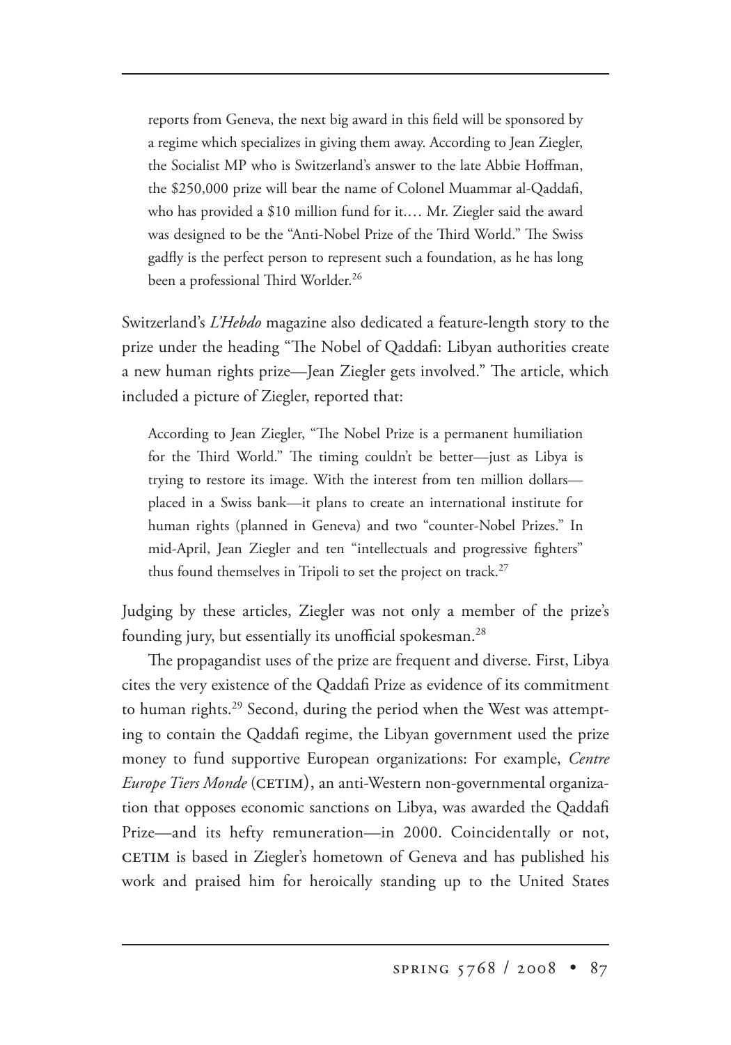> reports from Geneva, the next big award in this field will be sponsored by a regime which specializes in giving them away. According to Jean Ziegler, the Socialist MP who is Switzerland's answer to the late Abbie Hoffman, the $250,000 prize will bear the name of Colonel Muammar al-Qaddafi, who has provided a $10 million fund for it.… Mr. Ziegler said the award was designed to be the "Anti-Nobel Prize of the Third World." The Swiss gadfly is the perfect person to represent such a foundation, as he has long been a professional Third Worlder.[26]

Switzerland's *L'Hebdo* magazine also dedicated a feature-length story to the prize under the heading "The Nobel of Qaddafi: Libyan authorities create a new human rights prize—Jean Ziegler gets involved." The article, which included a picture of Ziegler, reported that:

> According to Jean Ziegler, "The Nobel Prize is a permanent humiliation for the Third World." The timing couldn't be better—just as Libya is trying to restore its image. With the interest from ten million dollars—placed in a Swiss bank—it plans to create an international institute for human rights (planned in Geneva) and two "counter-Nobel Prizes." In mid-April, Jean Ziegler and ten "intellectuals and progressive fighters" thus found themselves in Tripoli to set the project on track.[27]

Judging by these articles, Ziegler was not only a member of the prize's founding jury, but essentially its unofficial spokesman.[28]

The propagandist uses of the prize are frequent and diverse. First, Libya cites the very existence of the Qaddafi Prize as evidence of its commitment to human rights.[29] Second, during the period when the West was attempting to contain the Qaddafi regime, the Libyan government used the prize money to fund supportive European organizations: For example, *Centre Europe Tiers Monde* (CETIM), an anti-Western non-governmental organization that opposes economic sanctions on Libya, was awarded the Qaddafi Prize—and its hefty remuneration—in 2000. Coincidentally or not, CETIM is based in Ziegler's hometown of Geneva and has published his work and praised him for heroically standing up to the United States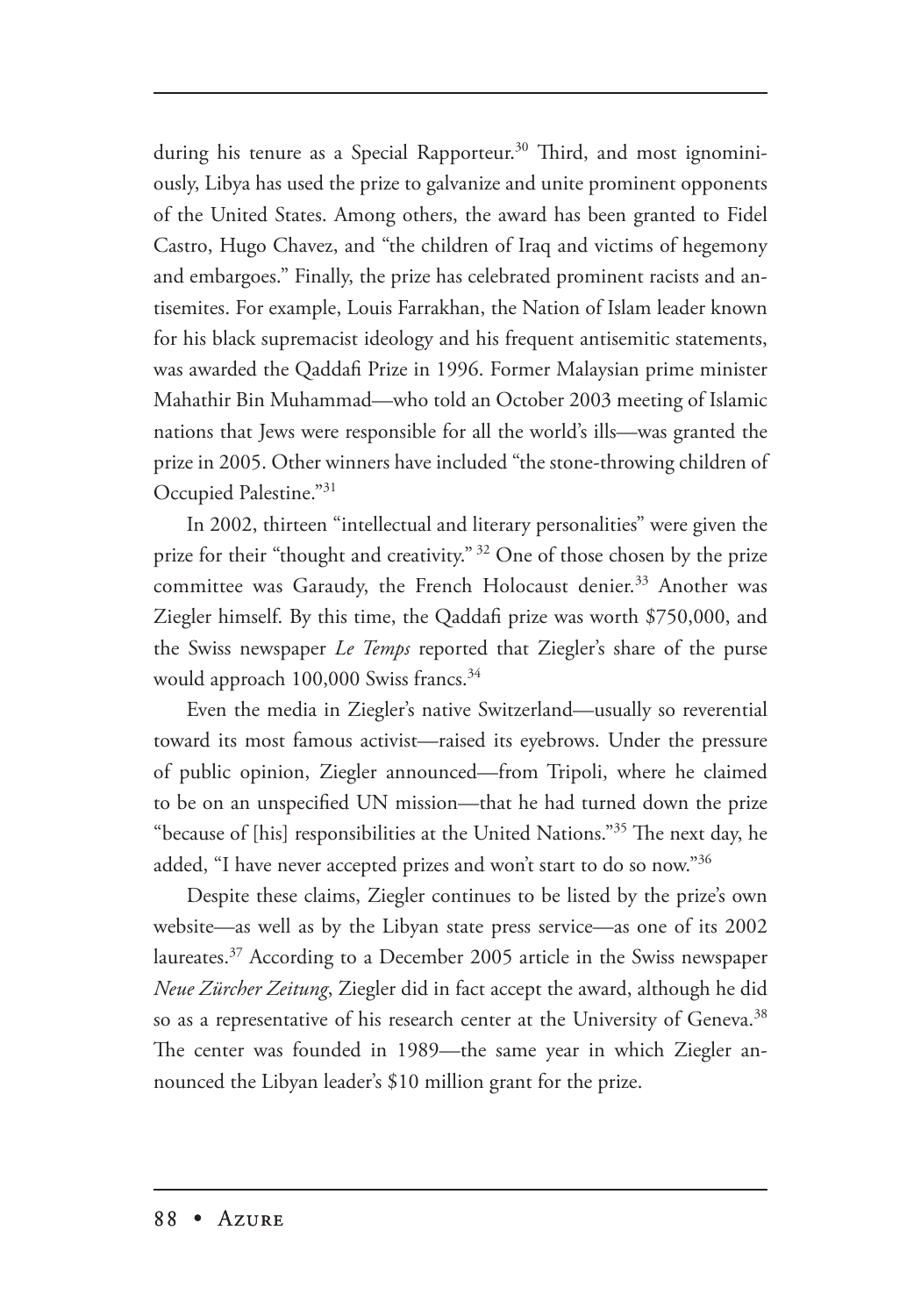during his tenure as a Special Rapporteur.[30] Third, and most ignominiously, Libya has used the prize to galvanize and unite prominent opponents of the United States. Among others, the award has been granted to Fidel Castro, Hugo Chavez, and "the children of Iraq and victims of hegemony and embargoes." Finally, the prize has celebrated prominent racists and antisemites. For example, Louis Farrakhan, the Nation of Islam leader known for his black supremacist ideology and his frequent antisemitic statements, was awarded the Qaddafi Prize in 1996. Former Malaysian prime minister Mahathir Bin Muhammad—who told an October 2003 meeting of Islamic nations that Jews were responsible for all the world's ills—was granted the prize in 2005. Other winners have included "the stone-throwing children of Occupied Palestine."[31]

In 2002, thirteen "intellectual and literary personalities" were given the prize for their "thought and creativity." [32] One of those chosen by the prize committee was Garaudy, the French Holocaust denier.[33] Another was Ziegler himself. By this time, the Qaddafi prize was worth $750,000, and the Swiss newspaper *Le Temps* reported that Ziegler's share of the purse would approach 100,000 Swiss francs.[34]

Even the media in Ziegler's native Switzerland—usually so reverential toward its most famous activist—raised its eyebrows. Under the pressure of public opinion, Ziegler announced—from Tripoli, where he claimed to be on an unspecified UN mission—that he had turned down the prize "because of [his] responsibilities at the United Nations."[35] The next day, he added, "I have never accepted prizes and won't start to do so now."[36]

Despite these claims, Ziegler continues to be listed by the prize's own website—as well as by the Libyan state press service—as one of its 2002 laureates.[37] According to a December 2005 article in the Swiss newspaper *Neue Zürcher Zeitung*, Ziegler did in fact accept the award, although he did so as a representative of his research center at the University of Geneva.[38] The center was founded in 1989—the same year in which Ziegler announced the Libyan leader's $10 million grant for the prize.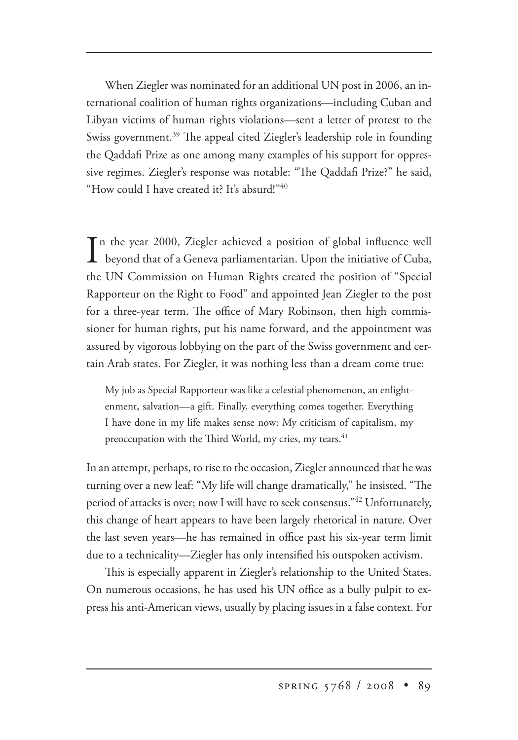When Ziegler was nominated for an additional UN post in 2006, an international coalition of human rights organizations—including Cuban and Libyan victims of human rights violations—sent a letter of protest to the Swiss government.[39] The appeal cited Ziegler's leadership role in founding the Qaddafi Prize as one among many examples of his support for oppressive regimes. Ziegler's response was notable: "The Qaddafi Prize?" he said, "How could I have created it? It's absurd!"[40]

In the year 2000, Ziegler achieved a position of global influence well beyond that of a Geneva parliamentarian. Upon the initiative of Cuba, the UN Commission on Human Rights created the position of "Special Rapporteur on the Right to Food" and appointed Jean Ziegler to the post for a three-year term. The office of Mary Robinson, then high commissioner for human rights, put his name forward, and the appointment was assured by vigorous lobbying on the part of the Swiss government and certain Arab states. For Ziegler, it was nothing less than a dream come true:

> My job as Special Rapporteur was like a celestial phenomenon, an enlightenment, salvation—a gift. Finally, everything comes together. Everything I have done in my life makes sense now: My criticism of capitalism, my preoccupation with the Third World, my cries, my tears.[41]

In an attempt, perhaps, to rise to the occasion, Ziegler announced that he was turning over a new leaf: "My life will change dramatically," he insisted. "The period of attacks is over; now I will have to seek consensus."[42] Unfortunately, this change of heart appears to have been largely rhetorical in nature. Over the last seven years—he has remained in office past his six-year term limit due to a technicality—Ziegler has only intensified his outspoken activism.

This is especially apparent in Ziegler's relationship to the United States. On numerous occasions, he has used his UN office as a bully pulpit to express his anti-American views, usually by placing issues in a false context. For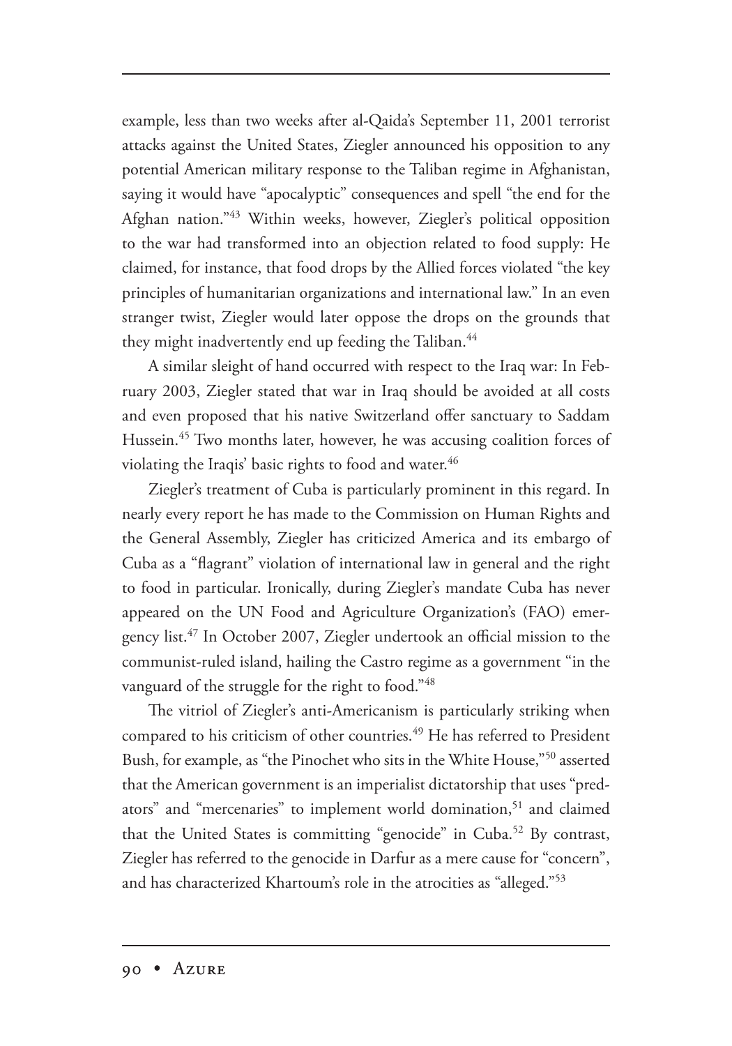example, less than two weeks after al-Qaida's September 11, 2001 terrorist attacks against the United States, Ziegler announced his opposition to any potential American military response to the Taliban regime in Afghanistan, saying it would have "apocalyptic" consequences and spell "the end for the Afghan nation."[43] Within weeks, however, Ziegler's political opposition to the war had transformed into an objection related to food supply: He claimed, for instance, that food drops by the Allied forces violated "the key principles of humanitarian organizations and international law." In an even stranger twist, Ziegler would later oppose the drops on the grounds that they might inadvertently end up feeding the Taliban.[44]

A similar sleight of hand occurred with respect to the Iraq war: In February 2003, Ziegler stated that war in Iraq should be avoided at all costs and even proposed that his native Switzerland offer sanctuary to Saddam Hussein.[45] Two months later, however, he was accusing coalition forces of violating the Iraqis' basic rights to food and water.[46]

Ziegler's treatment of Cuba is particularly prominent in this regard. In nearly every report he has made to the Commission on Human Rights and the General Assembly, Ziegler has criticized America and its embargo of Cuba as a "flagrant" violation of international law in general and the right to food in particular. Ironically, during Ziegler's mandate Cuba has never appeared on the UN Food and Agriculture Organization's (FAO) emergency list.[47] In October 2007, Ziegler undertook an official mission to the communist-ruled island, hailing the Castro regime as a government "in the vanguard of the struggle for the right to food."[48]

The vitriol of Ziegler's anti-Americanism is particularly striking when compared to his criticism of other countries.[49] He has referred to President Bush, for example, as "the Pinochet who sits in the White House,"[50] asserted that the American government is an imperialist dictatorship that uses "predators" and "mercenaries" to implement world domination,[51] and claimed that the United States is committing "genocide" in Cuba.[52] By contrast, Ziegler has referred to the genocide in Darfur as a mere cause for "concern", and has characterized Khartoum's role in the atrocities as "alleged."[53]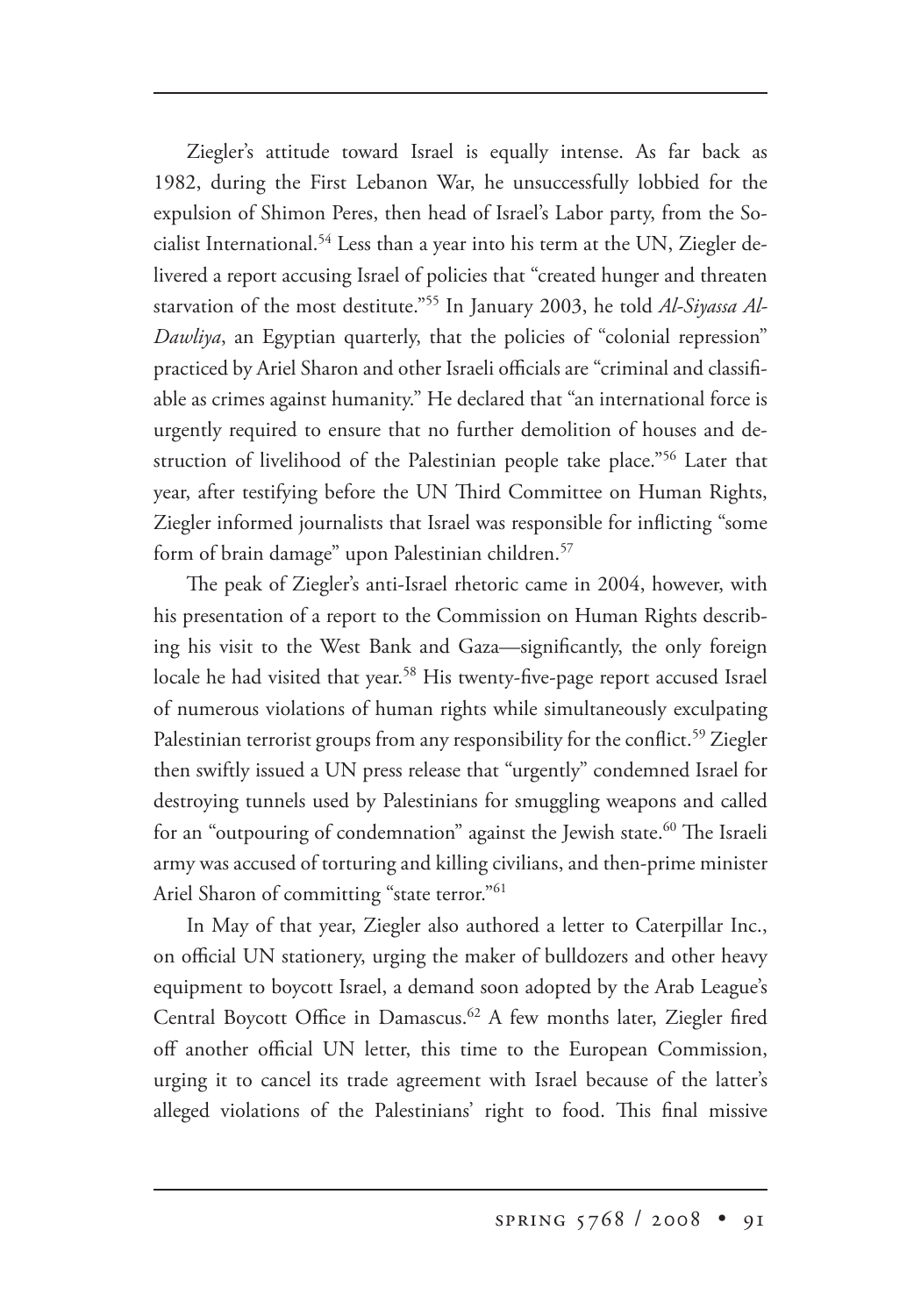Ziegler's attitude toward Israel is equally intense. As far back as 1982, during the First Lebanon War, he unsuccessfully lobbied for the expulsion of Shimon Peres, then head of Israel's Labor party, from the Socialist International.[54] Less than a year into his term at the UN, Ziegler delivered a report accusing Israel of policies that "created hunger and threaten starvation of the most destitute."[55] In January 2003, he told *Al-Siyassa Al-Dawliya*, an Egyptian quarterly, that the policies of "colonial repression" practiced by Ariel Sharon and other Israeli officials are "criminal and classifiable as crimes against humanity." He declared that "an international force is urgently required to ensure that no further demolition of houses and destruction of livelihood of the Palestinian people take place."[56] Later that year, after testifying before the UN Third Committee on Human Rights, Ziegler informed journalists that Israel was responsible for inflicting "some form of brain damage" upon Palestinian children.[57]

The peak of Ziegler's anti-Israel rhetoric came in 2004, however, with his presentation of a report to the Commission on Human Rights describing his visit to the West Bank and Gaza—significantly, the only foreign locale he had visited that year.[58] His twenty-five-page report accused Israel of numerous violations of human rights while simultaneously exculpating Palestinian terrorist groups from any responsibility for the conflict.[59] Ziegler then swiftly issued a UN press release that "urgently" condemned Israel for destroying tunnels used by Palestinians for smuggling weapons and called for an "outpouring of condemnation" against the Jewish state.[60] The Israeli army was accused of torturing and killing civilians, and then-prime minister Ariel Sharon of committing "state terror."[61]

In May of that year, Ziegler also authored a letter to Caterpillar Inc., on official UN stationery, urging the maker of bulldozers and other heavy equipment to boycott Israel, a demand soon adopted by the Arab League's Central Boycott Office in Damascus.[62] A few months later, Ziegler fired off another official UN letter, this time to the European Commission, urging it to cancel its trade agreement with Israel because of the latter's alleged violations of the Palestinians' right to food. This final missive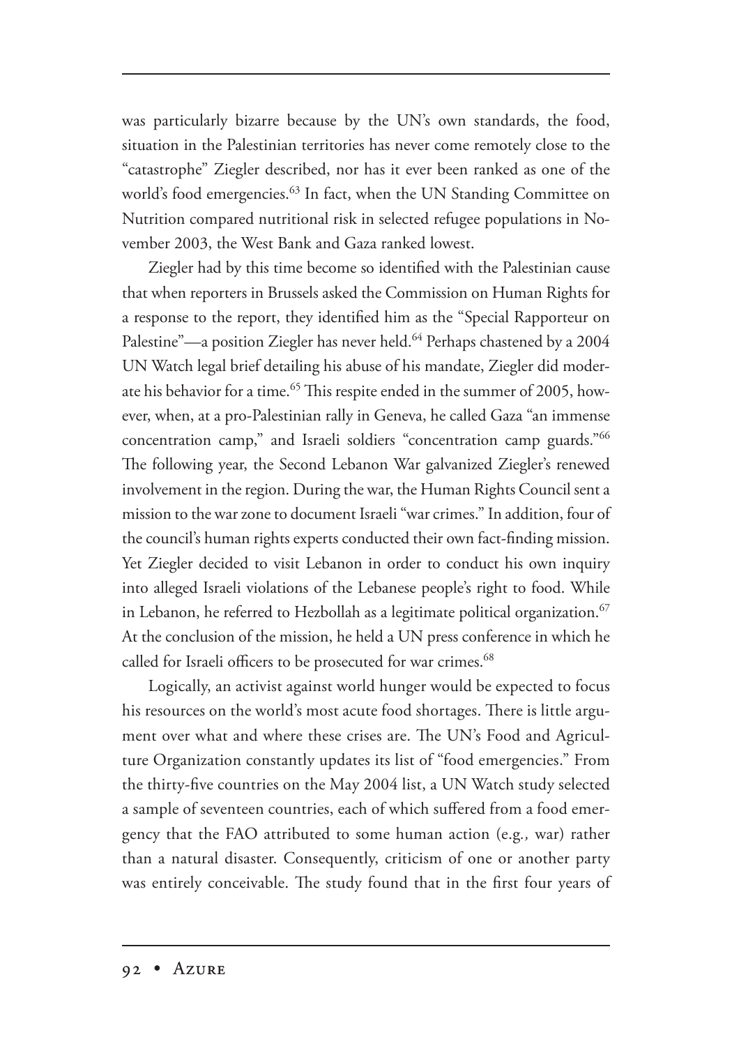was particularly bizarre because by the UN's own standards, the food, situation in the Palestinian territories has never come remotely close to the "catastrophe" Ziegler described, nor has it ever been ranked as one of the world's food emergencies.[63] In fact, when the UN Standing Committee on Nutrition compared nutritional risk in selected refugee populations in November 2003, the West Bank and Gaza ranked lowest.

Ziegler had by this time become so identified with the Palestinian cause that when reporters in Brussels asked the Commission on Human Rights for a response to the report, they identified him as the "Special Rapporteur on Palestine"—a position Ziegler has never held.[64] Perhaps chastened by a 2004 UN Watch legal brief detailing his abuse of his mandate, Ziegler did moderate his behavior for a time.[65] This respite ended in the summer of 2005, however, when, at a pro-Palestinian rally in Geneva, he called Gaza "an immense concentration camp," and Israeli soldiers "concentration camp guards."[66] The following year, the Second Lebanon War galvanized Ziegler's renewed involvement in the region. During the war, the Human Rights Council sent a mission to the war zone to document Israeli "war crimes." In addition, four of the council's human rights experts conducted their own fact-finding mission. Yet Ziegler decided to visit Lebanon in order to conduct his own inquiry into alleged Israeli violations of the Lebanese people's right to food. While in Lebanon, he referred to Hezbollah as a legitimate political organization.[67] At the conclusion of the mission, he held a UN press conference in which he called for Israeli officers to be prosecuted for war crimes.[68]

Logically, an activist against world hunger would be expected to focus his resources on the world's most acute food shortages. There is little argument over what and where these crises are. The UN's Food and Agriculture Organization constantly updates its list of "food emergencies." From the thirty-five countries on the May 2004 list, a UN Watch study selected a sample of seventeen countries, each of which suffered from a food emergency that the FAO attributed to some human action (e.g., war) rather than a natural disaster. Consequently, criticism of one or another party was entirely conceivable. The study found that in the first four years of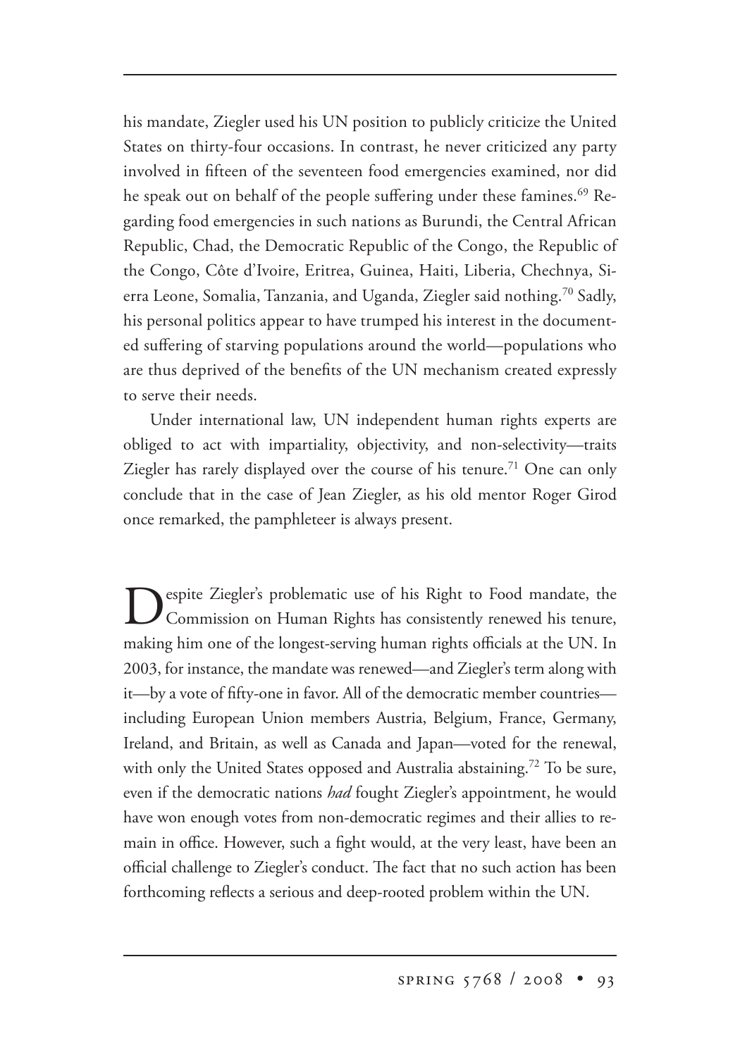his mandate, Ziegler used his UN position to publicly criticize the United States on thirty-four occasions. In contrast, he never criticized any party involved in fifteen of the seventeen food emergencies examined, nor did he speak out on behalf of the people suffering under these famines.[69] Regarding food emergencies in such nations as Burundi, the Central African Republic, Chad, the Democratic Republic of the Congo, the Republic of the Congo, Côte d'Ivoire, Eritrea, Guinea, Haiti, Liberia, Chechnya, Sierra Leone, Somalia, Tanzania, and Uganda, Ziegler said nothing.[70] Sadly, his personal politics appear to have trumped his interest in the documented suffering of starving populations around the world—populations who are thus deprived of the benefits of the UN mechanism created expressly to serve their needs.

Under international law, UN independent human rights experts are obliged to act with impartiality, objectivity, and non-selectivity—traits Ziegler has rarely displayed over the course of his tenure.[71] One can only conclude that in the case of Jean Ziegler, as his old mentor Roger Girod once remarked, the pamphleteer is always present.

Despite Ziegler's problematic use of his Right to Food mandate, the Commission on Human Rights has consistently renewed his tenure, making him one of the longest-serving human rights officials at the UN. In 2003, for instance, the mandate was renewed—and Ziegler's term along with it—by a vote of fifty-one in favor. All of the democratic member countries—including European Union members Austria, Belgium, France, Germany, Ireland, and Britain, as well as Canada and Japan—voted for the renewal, with only the United States opposed and Australia abstaining.[72] To be sure, even if the democratic nations *had* fought Ziegler's appointment, he would have won enough votes from non-democratic regimes and their allies to remain in office. However, such a fight would, at the very least, have been an official challenge to Ziegler's conduct. The fact that no such action has been forthcoming reflects a serious and deep-rooted problem within the UN.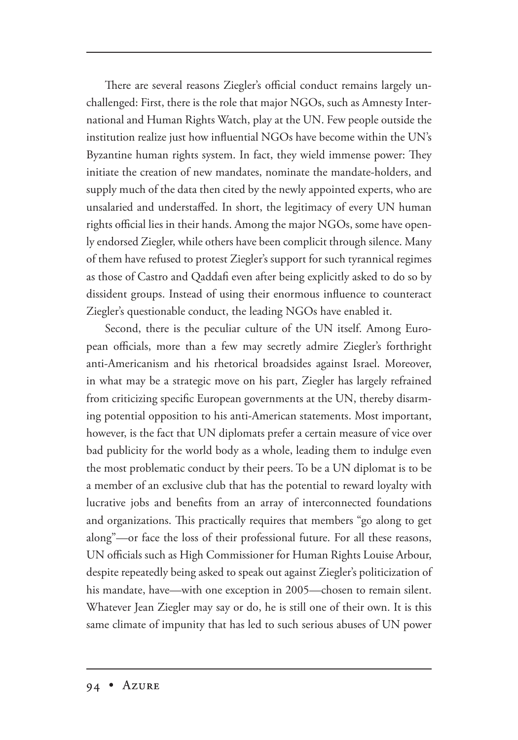There are several reasons Ziegler's official conduct remains largely unchallenged: First, there is the role that major NGOs, such as Amnesty International and Human Rights Watch, play at the UN. Few people outside the institution realize just how influential NGOs have become within the UN's Byzantine human rights system. In fact, they wield immense power: They initiate the creation of new mandates, nominate the mandate-holders, and supply much of the data then cited by the newly appointed experts, who are unsalaried and understaffed. In short, the legitimacy of every UN human rights official lies in their hands. Among the major NGOs, some have openly endorsed Ziegler, while others have been complicit through silence. Many of them have refused to protest Ziegler's support for such tyrannical regimes as those of Castro and Qaddafi even after being explicitly asked to do so by dissident groups. Instead of using their enormous influence to counteract Ziegler's questionable conduct, the leading NGOs have enabled it.

Second, there is the peculiar culture of the UN itself. Among European officials, more than a few may secretly admire Ziegler's forthright anti-Americanism and his rhetorical broadsides against Israel. Moreover, in what may be a strategic move on his part, Ziegler has largely refrained from criticizing specific European governments at the UN, thereby disarming potential opposition to his anti-American statements. Most important, however, is the fact that UN diplomats prefer a certain measure of vice over bad publicity for the world body as a whole, leading them to indulge even the most problematic conduct by their peers. To be a UN diplomat is to be a member of an exclusive club that has the potential to reward loyalty with lucrative jobs and benefits from an array of interconnected foundations and organizations. This practically requires that members "go along to get along"—or face the loss of their professional future. For all these reasons, UN officials such as High Commissioner for Human Rights Louise Arbour, despite repeatedly being asked to speak out against Ziegler's politicization of his mandate, have—with one exception in 2005—chosen to remain silent. Whatever Jean Ziegler may say or do, he is still one of their own. It is this same climate of impunity that has led to such serious abuses of UN power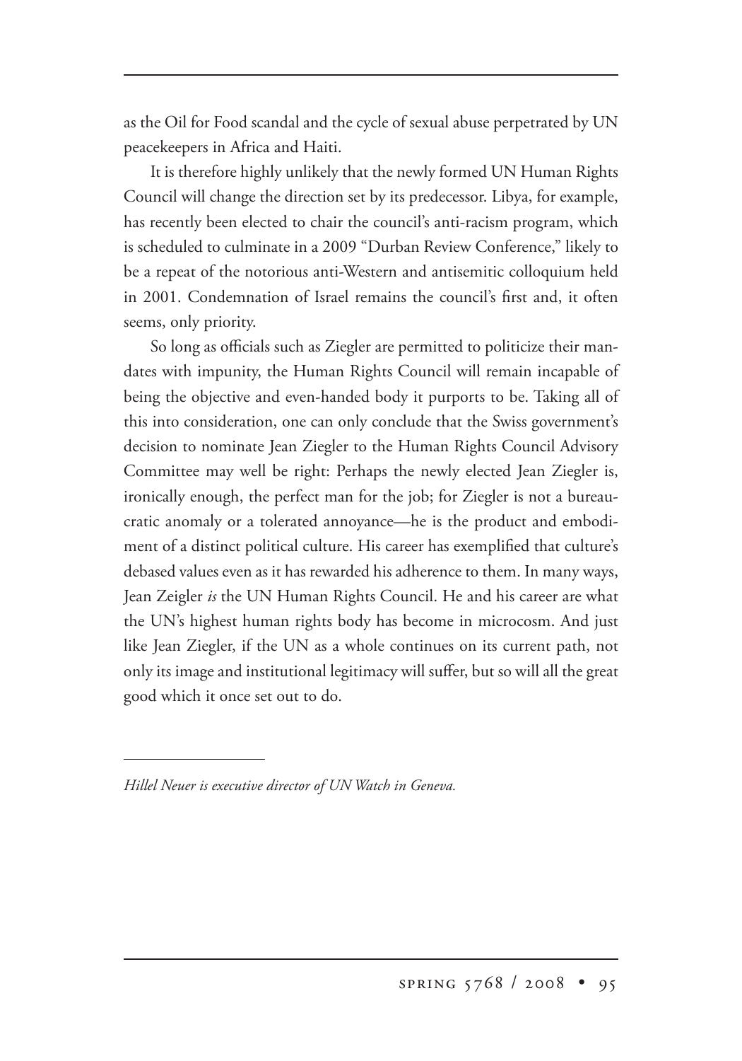as the Oil for Food scandal and the cycle of sexual abuse perpetrated by UN peacekeepers in Africa and Haiti.

It is therefore highly unlikely that the newly formed UN Human Rights Council will change the direction set by its predecessor. Libya, for example, has recently been elected to chair the council's anti-racism program, which is scheduled to culminate in a 2009 "Durban Review Conference," likely to be a repeat of the notorious anti-Western and antisemitic colloquium held in 2001. Condemnation of Israel remains the council's first and, it often seems, only priority.

So long as officials such as Ziegler are permitted to politicize their mandates with impunity, the Human Rights Council will remain incapable of being the objective and even-handed body it purports to be. Taking all of this into consideration, one can only conclude that the Swiss government's decision to nominate Jean Ziegler to the Human Rights Council Advisory Committee may well be right: Perhaps the newly elected Jean Ziegler is, ironically enough, the perfect man for the job; for Ziegler is not a bureaucratic anomaly or a tolerated annoyance—he is the product and embodiment of a distinct political culture. His career has exemplified that culture's debased values even as it has rewarded his adherence to them. In many ways, Jean Zeigler *is* the UN Human Rights Council. He and his career are what the UN's highest human rights body has become in microcosm. And just like Jean Ziegler, if the UN as a whole continues on its current path, not only its image and institutional legitimacy will suffer, but so will all the great good which it once set out to do.

---

*Hillel Neuer is executive director of UN Watch in Geneva.*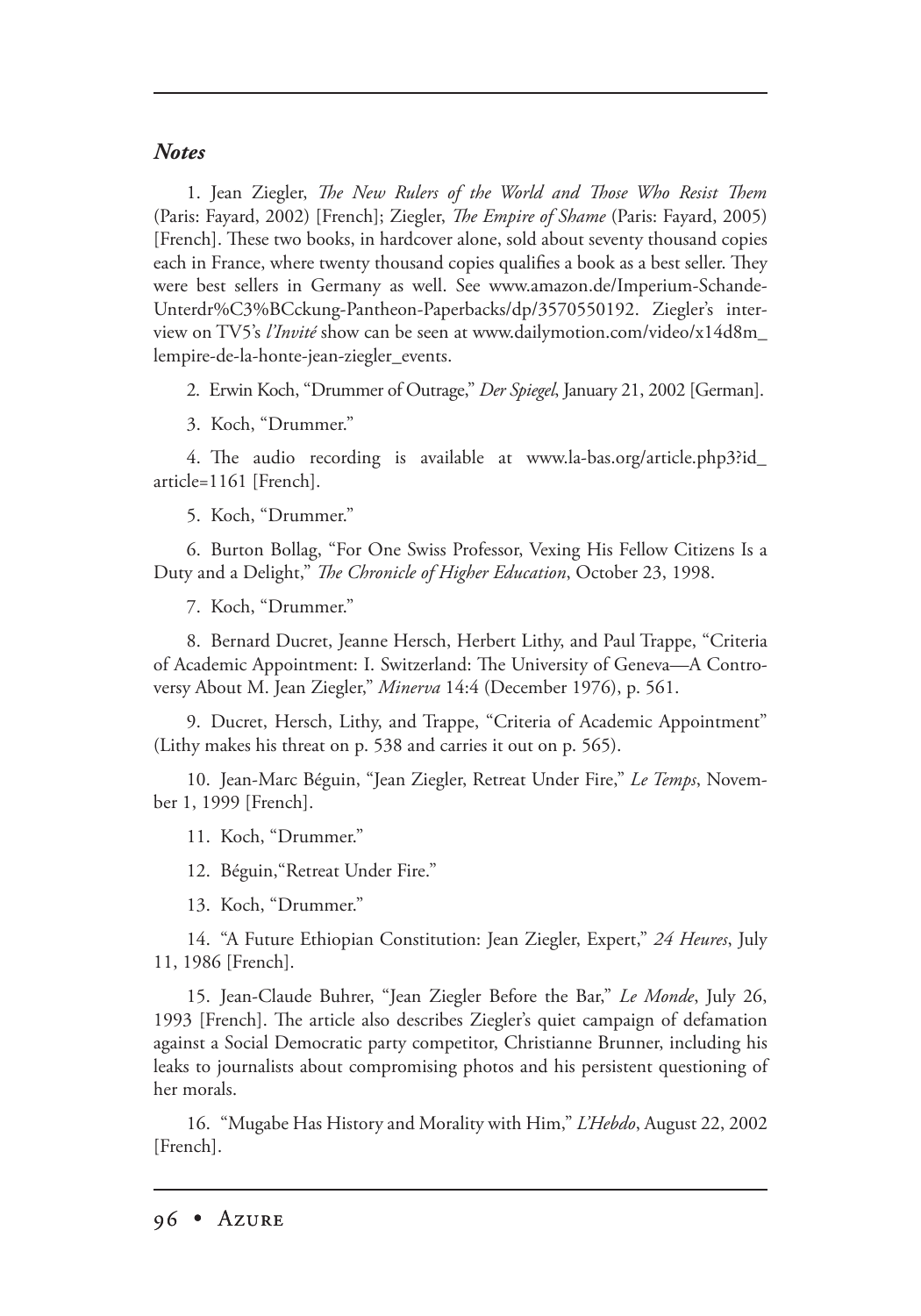## *Notes*

1. Jean Ziegler, *The New Rulers of the World and Those Who Resist Them* (Paris: Fayard, 2002) [French]; Ziegler, *The Empire of Shame* (Paris: Fayard, 2005) [French]. These two books, in hardcover alone, sold about seventy thousand copies each in France, where twenty thousand copies qualifies a book as a best seller. They were best sellers in Germany as well. See www.amazon.de/Imperium-Schande-Unterdr%C3%BCckung-Pantheon-Paperbacks/dp/3570550192. Ziegler's interview on TV5's *l'Invité* show can be seen at www.dailymotion.com/video/x14d8m_lempire-de-la-honte-jean-ziegler_events.

2. Erwin Koch, "Drummer of Outrage," *Der Spiegel*, January 21, 2002 [German].

3. Koch, "Drummer."

4. The audio recording is available at www.la-bas.org/article.php3?id_article=1161 [French].

5. Koch, "Drummer."

6. Burton Bollag, "For One Swiss Professor, Vexing His Fellow Citizens Is a Duty and a Delight," *The Chronicle of Higher Education*, October 23, 1998.

7. Koch, "Drummer."

8. Bernard Ducret, Jeanne Hersch, Herbert Lithy, and Paul Trappe, "Criteria of Academic Appointment: I. Switzerland: The University of Geneva—A Controversy About M. Jean Ziegler," *Minerva* 14:4 (December 1976), p. 561.

9. Ducret, Hersch, Lithy, and Trappe, "Criteria of Academic Appointment" (Lithy makes his threat on p. 538 and carries it out on p. 565).

10. Jean-Marc Béguin, "Jean Ziegler, Retreat Under Fire," *Le Temps*, November 1, 1999 [French].

11. Koch, "Drummer."

12. Béguin, "Retreat Under Fire."

13. Koch, "Drummer."

14. "A Future Ethiopian Constitution: Jean Ziegler, Expert," *24 Heures*, July 11, 1986 [French].

15. Jean-Claude Buhrer, "Jean Ziegler Before the Bar," *Le Monde*, July 26, 1993 [French]. The article also describes Ziegler's quiet campaign of defamation against a Social Democratic party competitor, Christianne Brunner, including his leaks to journalists about compromising photos and his persistent questioning of her morals.

16. "Mugabe Has History and Morality with Him," *L'Hebdo*, August 22, 2002 [French].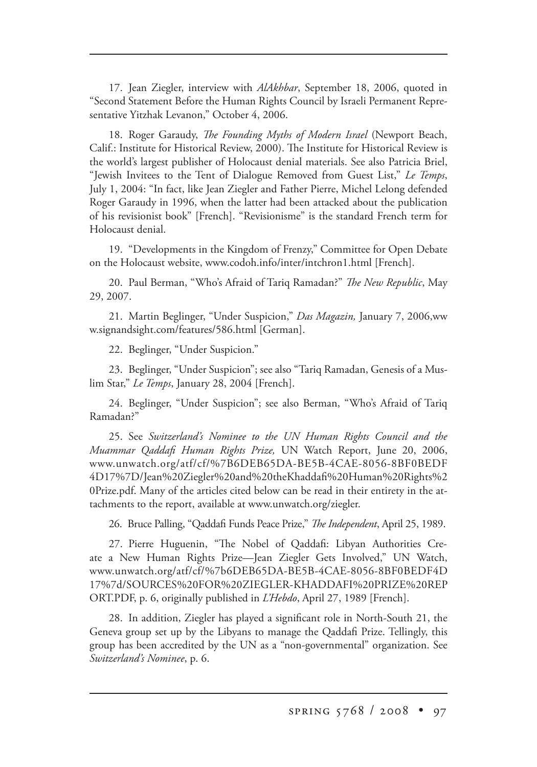17. Jean Ziegler, interview with *AlAkhbar*, September 18, 2006, quoted in "Second Statement Before the Human Rights Council by Israeli Permanent Representative Yitzhak Levanon," October 4, 2006.

18. Roger Garaudy, *The Founding Myths of Modern Israel* (Newport Beach, Calif.: Institute for Historical Review, 2000). The Institute for Historical Review is the world's largest publisher of Holocaust denial materials. See also Patricia Briel, "Jewish Invitees to the Tent of Dialogue Removed from Guest List," *Le Temps*, July 1, 2004: "In fact, like Jean Ziegler and Father Pierre, Michel Lelong defended Roger Garaudy in 1996, when the latter had been attacked about the publication of his revisionist book" [French]. "Revisionisme" is the standard French term for Holocaust denial.

19. "Developments in the Kingdom of Frenzy," Committee for Open Debate on the Holocaust website, www.codoh.info/inter/intchron1.html [French].

20. Paul Berman, "Who's Afraid of Tariq Ramadan?" *The New Republic*, May 29, 2007.

21. Martin Beglinger, "Under Suspicion," *Das Magazin,* January 7, 2006,www.signandsight.com/features/586.html [German].

22. Beglinger, "Under Suspicion."

23. Beglinger, "Under Suspicion"; see also "Tariq Ramadan, Genesis of a Muslim Star," *Le Temps*, January 28, 2004 [French].

24. Beglinger, "Under Suspicion"; see also Berman, "Who's Afraid of Tariq Ramadan?"

25. See *Switzerland's Nominee to the UN Human Rights Council and the Muammar Qaddafi Human Rights Prize,* UN Watch Report, June 20, 2006, www.unwatch.org/atf/cf/%7B6DEB65DA-BE5B-4CAE-8056-8BF0BEDF4D17%7D/Jean%20Ziegler%20and%20theKhaddafi%20Human%20Rights%20Prize.pdf. Many of the articles cited below can be read in their entirety in the attachments to the report, available at www.unwatch.org/ziegler.

26. Bruce Palling, "Qaddafi Funds Peace Prize," *The Independent*, April 25, 1989.

27. Pierre Huguenin, "The Nobel of Qaddafi: Libyan Authorities Create a New Human Rights Prize—Jean Ziegler Gets Involved," UN Watch, www.unwatch.org/atf/cf/%7b6DEB65DA-BE5B-4CAE-8056-8BF0BEDF4D17%7d/SOURCES%20FOR%20ZIEGLER-KHADDAFI%20PRIZE%20REPORT.PDF, p. 6, originally published in *L'Hebdo*, April 27, 1989 [French].

28. In addition, Ziegler has played a significant role in North-South 21, the Geneva group set up by the Libyans to manage the Qaddafi Prize. Tellingly, this group has been accredited by the UN as a "non-governmental" organization. See *Switzerland's Nominee*, p. 6.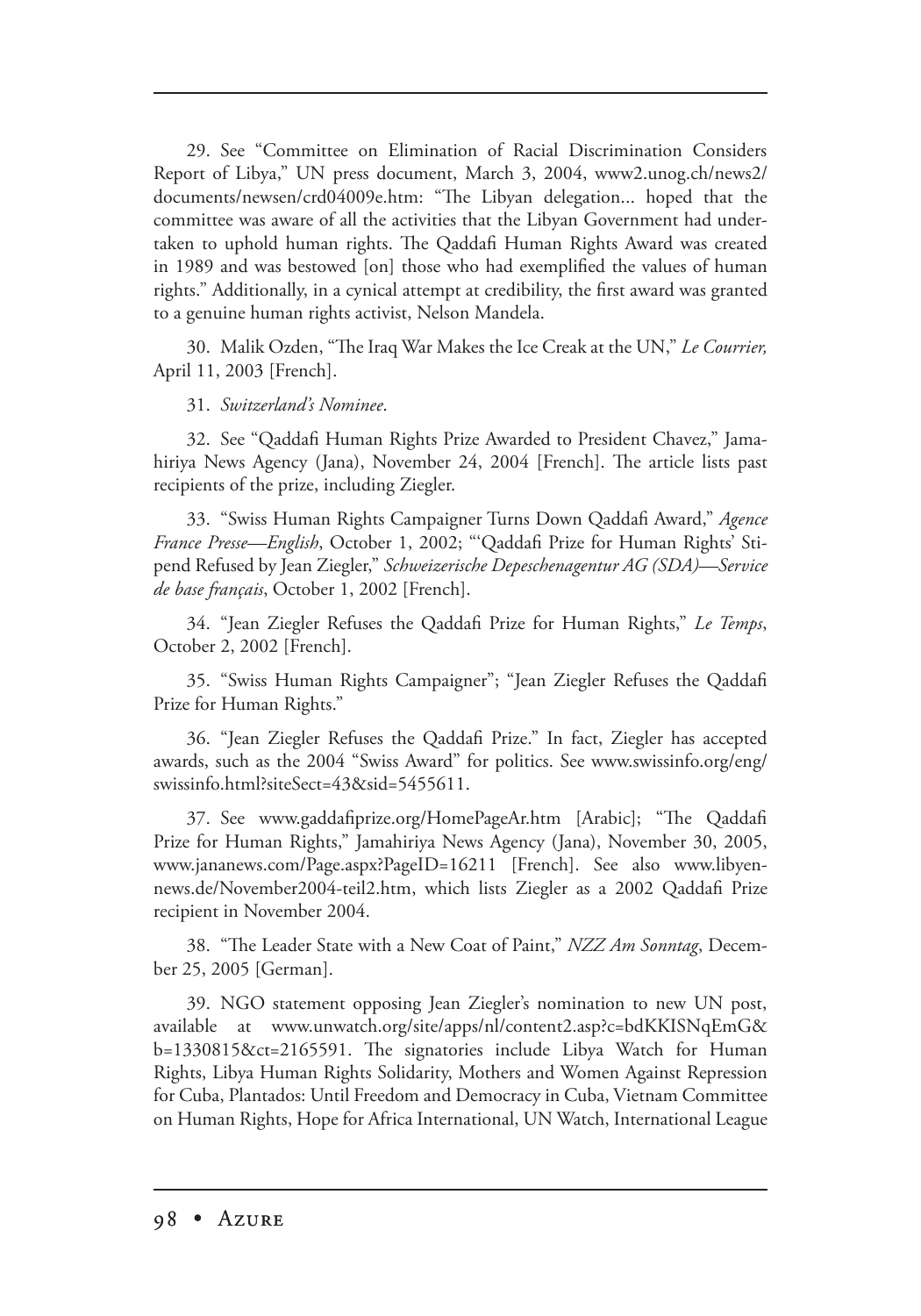29. See "Committee on Elimination of Racial Discrimination Considers Report of Libya," UN press document, March 3, 2004, www2.unog.ch/news2/documents/newsen/crd04009e.htm: "The Libyan delegation... hoped that the committee was aware of all the activities that the Libyan Government had undertaken to uphold human rights. The Qaddafi Human Rights Award was created in 1989 and was bestowed [on] those who had exemplified the values of human rights." Additionally, in a cynical attempt at credibility, the first award was granted to a genuine human rights activist, Nelson Mandela.

30. Malik Ozden, "The Iraq War Makes the Ice Creak at the UN," *Le Courrier,* April 11, 2003 [French].

31. *Switzerland's Nominee*.

32. See "Qaddafi Human Rights Prize Awarded to President Chavez," Jamahiriya News Agency (Jana), November 24, 2004 [French]. The article lists past recipients of the prize, including Ziegler.

33. "Swiss Human Rights Campaigner Turns Down Qaddafi Award," *Agence France Presse—English*, October 1, 2002; "'Qaddafi Prize for Human Rights' Stipend Refused by Jean Ziegler," *Schweizerische Depeschenagentur AG (SDA)—Service de base français*, October 1, 2002 [French].

34. "Jean Ziegler Refuses the Qaddafi Prize for Human Rights," *Le Temps*, October 2, 2002 [French].

35. "Swiss Human Rights Campaigner"; "Jean Ziegler Refuses the Qaddafi Prize for Human Rights."

36. "Jean Ziegler Refuses the Qaddafi Prize." In fact, Ziegler has accepted awards, such as the 2004 "Swiss Award" for politics. See www.swissinfo.org/eng/swissinfo.html?siteSect=43&sid=5455611.

37. See www.gaddafiprize.org/HomePageAr.htm [Arabic]; "The Qaddafi Prize for Human Rights," Jamahiriya News Agency (Jana), November 30, 2005, www.jananews.com/Page.aspx?PageID=16211 [French]. See also www.libyen-news.de/November2004-teil2.htm, which lists Ziegler as a 2002 Qaddafi Prize recipient in November 2004.

38. "The Leader State with a New Coat of Paint," *NZZ Am Sonntag*, December 25, 2005 [German].

39. NGO statement opposing Jean Ziegler's nomination to new UN post, available at www.unwatch.org/site/apps/nl/content2.asp?c=bdKKISNqEmG&b=1330815&ct=2165591. The signatories include Libya Watch for Human Rights, Libya Human Rights Solidarity, Mothers and Women Against Repression for Cuba, Plantados: Until Freedom and Democracy in Cuba, Vietnam Committee on Human Rights, Hope for Africa International, UN Watch, International League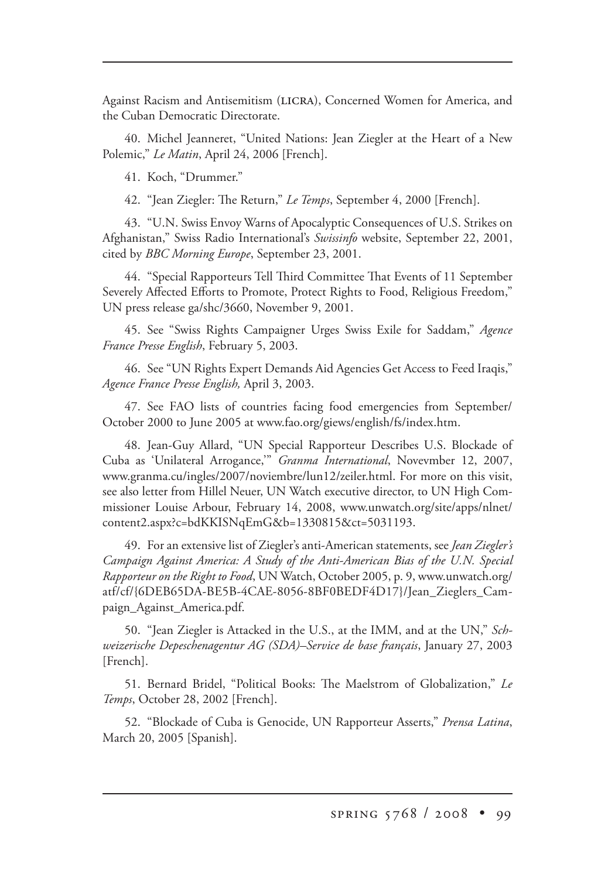Against Racism and Antisemitism (LICRA), Concerned Women for America, and the Cuban Democratic Directorate.

40. Michel Jeanneret, "United Nations: Jean Ziegler at the Heart of a New Polemic," *Le Matin*, April 24, 2006 [French].

41. Koch, "Drummer."

42. "Jean Ziegler: The Return," *Le Temps*, September 4, 2000 [French].

43. "U.N. Swiss Envoy Warns of Apocalyptic Consequences of U.S. Strikes on Afghanistan," Swiss Radio International's *Swissinfo* website, September 22, 2001, cited by *BBC Morning Europe*, September 23, 2001.

44. "Special Rapporteurs Tell Third Committee That Events of 11 September Severely Affected Efforts to Promote, Protect Rights to Food, Religious Freedom," UN press release ga/shc/3660, November 9, 2001.

45. See "Swiss Rights Campaigner Urges Swiss Exile for Saddam," *Agence France Presse English*, February 5, 2003.

46. See "UN Rights Expert Demands Aid Agencies Get Access to Feed Iraqis," *Agence France Presse English,* April 3, 2003.

47. See FAO lists of countries facing food emergencies from September/October 2000 to June 2005 at www.fao.org/giews/english/fs/index.htm.

48. Jean-Guy Allard, "UN Special Rapporteur Describes U.S. Blockade of Cuba as 'Unilateral Arrogance,'" *Granma International*, Novevmber 12, 2007, www.granma.cu/ingles/2007/noviembre/lun12/zeiler.html. For more on this visit, see also letter from Hillel Neuer, UN Watch executive director, to UN High Commissioner Louise Arbour, February 14, 2008, www.unwatch.org/site/apps/nlnet/content2.aspx?c=bdKKISNqEmG&b=1330815&ct=5031193.

49. For an extensive list of Ziegler's anti-American statements, see *Jean Ziegler's Campaign Against America: A Study of the Anti-American Bias of the U.N. Special Rapporteur on the Right to Food*, UN Watch, October 2005, p. 9, www.unwatch.org/atf/cf/{6DEB65DA-BE5B-4CAE-8056-8BF0BEDF4D17}/Jean_Zieglers_Campaign_Against_America.pdf.

50. "Jean Ziegler is Attacked in the U.S., at the IMM, and at the UN," *Schweizerische Depeschenagentur AG (SDA)–Service de base français*, January 27, 2003 [French].

51. Bernard Bridel, "Political Books: The Maelstrom of Globalization," *Le Temps*, October 28, 2002 [French].

52. "Blockade of Cuba is Genocide, UN Rapporteur Asserts," *Prensa Latina*, March 20, 2005 [Spanish].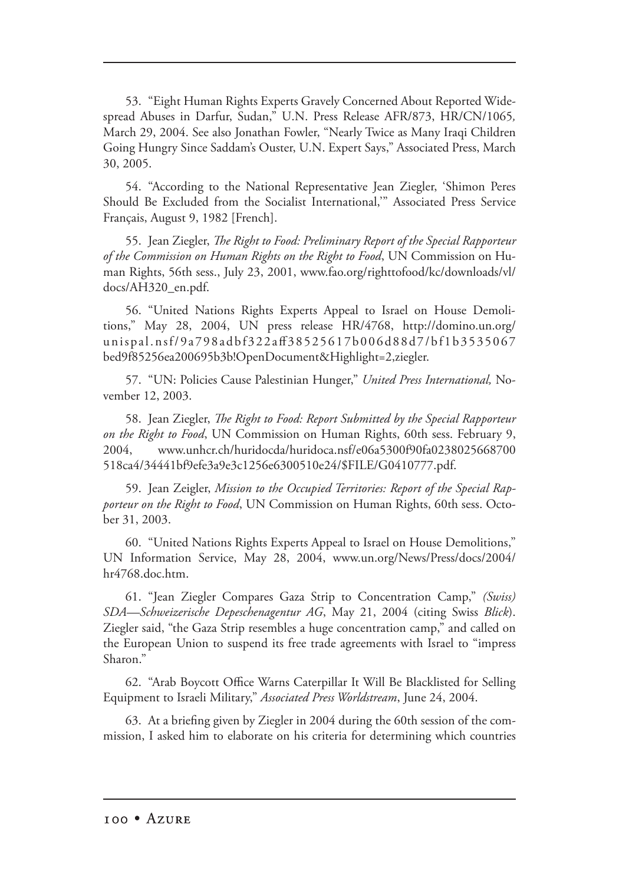53. "Eight Human Rights Experts Gravely Concerned About Reported Widespread Abuses in Darfur, Sudan," U.N. Press Release AFR/873, HR/CN/1065*,* March 29, 2004. See also Jonathan Fowler, "Nearly Twice as Many Iraqi Children Going Hungry Since Saddam's Ouster, U.N. Expert Says," Associated Press, March 30, 2005.

54. "According to the National Representative Jean Ziegler, 'Shimon Peres Should Be Excluded from the Socialist International,'" Associated Press Service Français, August 9, 1982 [French].

55. Jean Ziegler, *The Right to Food: Preliminary Report of the Special Rapporteur of the Commission on Human Rights on the Right to Food*, UN Commission on Human Rights, 56th sess., July 23, 2001, www.fao.org/righttofood/kc/downloads/vl/docs/AH320_en.pdf.

56. "United Nations Rights Experts Appeal to Israel on House Demolitions," May 28, 2004, UN press release HR/4768, http://domino.un.org/unispal.nsf/9a798adbf322aff38525617b006d88d7/bf1b3535067bed9f85256ea200695b3b!OpenDocument&Highlight=2,ziegler.

57. "UN: Policies Cause Palestinian Hunger," *United Press International,* November 12, 2003.

58. Jean Ziegler, *The Right to Food: Report Submitted by the Special Rapporteur on the Right to Food*, UN Commission on Human Rights, 60th sess. February 9, 2004, www.unhcr.ch/huridocda/huridoca.nsf/e06a5300f90fa0238025668700518ca4/34441bf9efe3a9e3c1256e6300510e24/$FILE/G0410777.pdf.

59. Jean Zeigler, *Mission to the Occupied Territories: Report of the Special Rapporteur on the Right to Food*, UN Commission on Human Rights, 60th sess. October 31, 2003.

60. "United Nations Rights Experts Appeal to Israel on House Demolitions," UN Information Service, May 28, 2004, www.un.org/News/Press/docs/2004/hr4768.doc.htm.

61. "Jean Ziegler Compares Gaza Strip to Concentration Camp," *(Swiss) SDA—Schweizerische Depeschenagentur AG*, May 21, 2004 (citing Swiss *Blick*). Ziegler said, "the Gaza Strip resembles a huge concentration camp," and called on the European Union to suspend its free trade agreements with Israel to "impress Sharon."

62. "Arab Boycott Office Warns Caterpillar It Will Be Blacklisted for Selling Equipment to Israeli Military," *Associated Press Worldstream*, June 24, 2004.

63. At a briefing given by Ziegler in 2004 during the 60th session of the commission, I asked him to elaborate on his criteria for determining which countries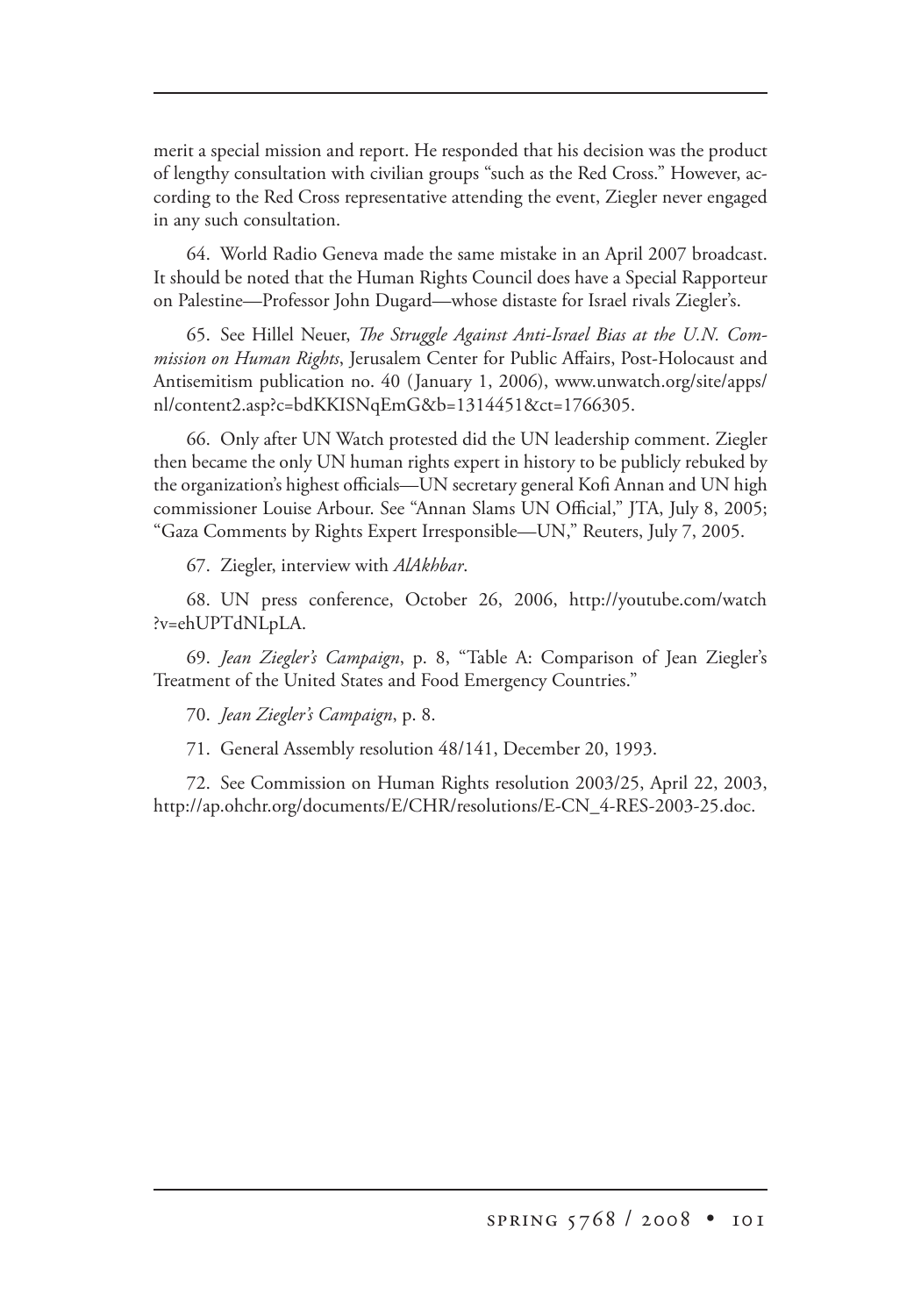merit a special mission and report. He responded that his decision was the product of lengthy consultation with civilian groups "such as the Red Cross." However, according to the Red Cross representative attending the event, Ziegler never engaged in any such consultation.

64. World Radio Geneva made the same mistake in an April 2007 broadcast. It should be noted that the Human Rights Council does have a Special Rapporteur on Palestine—Professor John Dugard—whose distaste for Israel rivals Ziegler's.

65. See Hillel Neuer, *The Struggle Against Anti-Israel Bias at the U.N. Commission on Human Rights*, Jerusalem Center for Public Affairs, Post-Holocaust and Antisemitism publication no. 40 (January 1, 2006), www.unwatch.org/site/apps/nl/content2.asp?c=bdKKISNqEmG&b=1314451&ct=1766305.

66. Only after UN Watch protested did the UN leadership comment. Ziegler then became the only UN human rights expert in history to be publicly rebuked by the organization's highest officials—UN secretary general Kofi Annan and UN high commissioner Louise Arbour. See "Annan Slams UN Official," JTA, July 8, 2005; "Gaza Comments by Rights Expert Irresponsible—UN," Reuters, July 7, 2005.

67. Ziegler, interview with *AlAkhbar*.

68. UN press conference, October 26, 2006, http://youtube.com/watch?v=ehUPTdNLpLA.

69. *Jean Ziegler's Campaign*, p. 8, "Table A: Comparison of Jean Ziegler's Treatment of the United States and Food Emergency Countries."

70. *Jean Ziegler's Campaign*, p. 8.

71. General Assembly resolution 48/141, December 20, 1993.

72. See Commission on Human Rights resolution 2003/25, April 22, 2003, http://ap.ohchr.org/documents/E/CHR/resolutions/E-CN_4-RES-2003-25.doc.